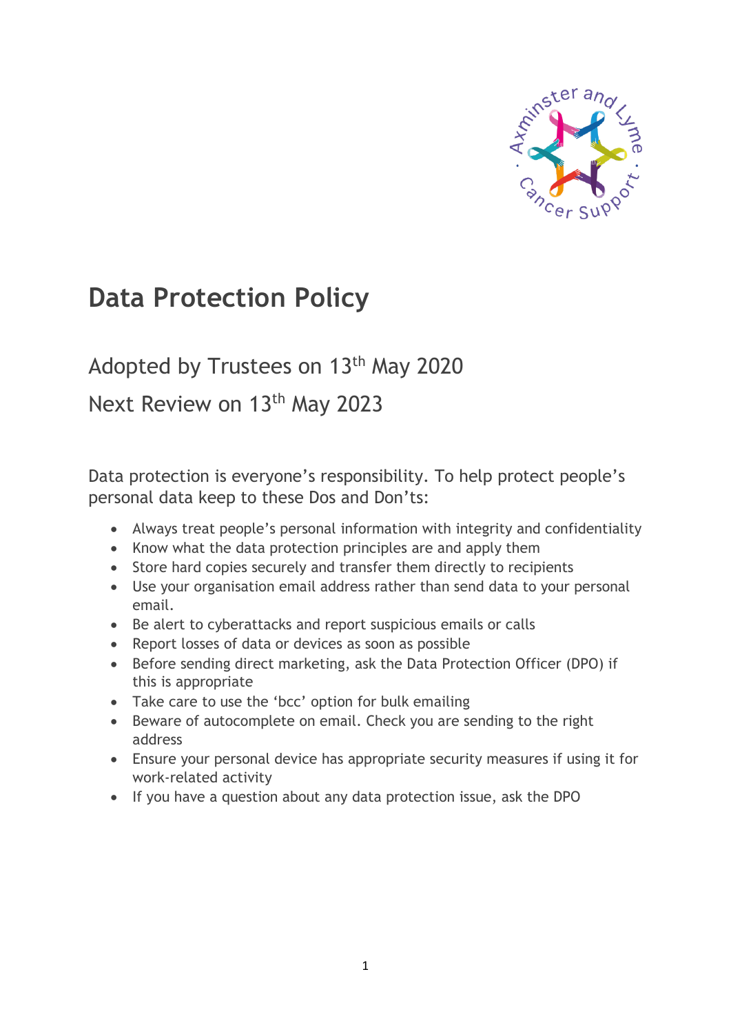# Data Protection Policy

## Adopted by Trustees on 13th May 2020

## Next Review on 13th May 2023

Data protection is everyone's responsibility. To help protect people's personal data keep to these Dos and Don'ts:

- Always treat people's personal information with integrity and confidentiality
- Know what the data protection principles are and apply them
- Store hard copies securely and transfer them directly to recipients
- Use your organisation email address rather than send data to your personal email.
- Be alert to cyberattacks and report suspicious emails or calls
- Report losses of data or devices as soon as possible
- Before sending direct marketing, ask the Data Protection Officer (DPO) if this is appropriate
- Take care to use the 'bcc' option for bulk emailing
- Beware of autocomplete on email. Check you are sending to the right address
- Ensure your personal device has appropriate security measures if using it for work-related activity
- If you have a question about any data protection issue, ask the DPO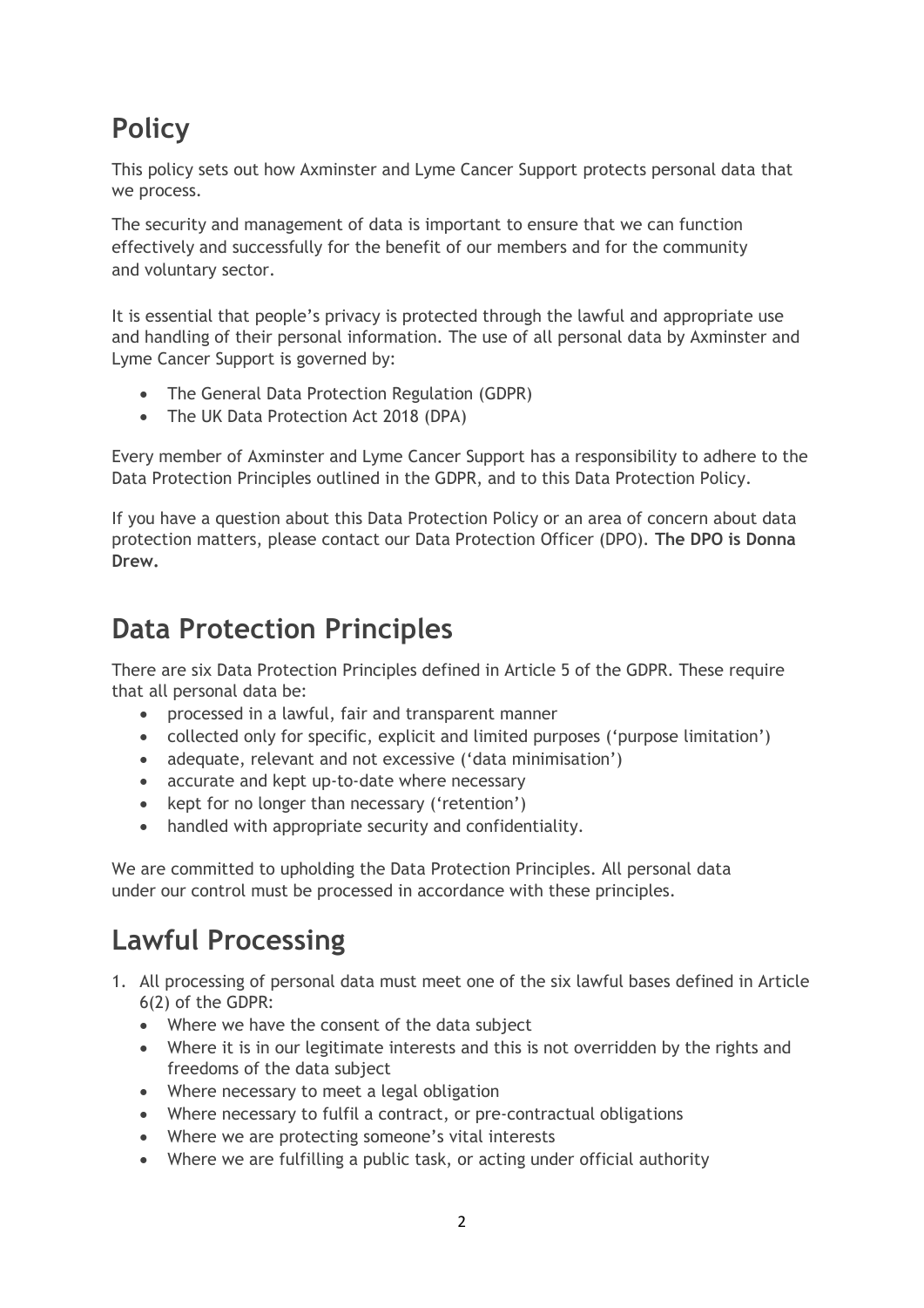# Policy

This policy sets out how Axminster and Lyme Cancer Support protects personal data that we process.

The security and management of data is important to ensure that we can function effectively and successfully for the benefit of our members and for the community and voluntary sector.

It is essential that people's privacy is protected through the lawful and appropriate use and handling of their personal information. The use of all personal data by Axminster and Lyme Cancer Support is governed by:

- The General Data Protection Regulation (GDPR)
- The UK Data Protection Act 2018 (DPA)

Every member of Axminster and Lyme Cancer Support has a responsibility to adhere to the Data Protection Principles outlined in the GDPR, and to this Data Protection Policy.

If you have a question about this Data Protection Policy or an area of concern about data protection matters, please contact our Data Protection Officer (DPO). **The DPO is Donna Drew.**

# Data Protection Principles

There are six Data Protection Principles defined in Article 5 of the GDPR. These require that all personal data be:

- processed in a lawful, fair and transparent manner
- collected only for specific, explicit and limited purposes ('purpose limitation')
- adequate, relevant and not excessive ('data minimisation')
- accurate and kept up-to-date where necessary
- kept for no longer than necessary ('retention')
- handled with appropriate security and confidentiality.

We are committed to upholding the Data Protection Principles. All personal data under our control must be processed in accordance with these principles.

# Lawful Processing

1. All processing of personal data must meet one of the six lawful bases defined in Article 6(2) of the GDPR:
   - Where we have the consent of the data subject
   - Where it is in our legitimate interests and this is not overridden by the rights and freedoms of the data subject
   - Where necessary to meet a legal obligation
   - Where necessary to fulfil a contract, or pre-contractual obligations
   - Where we are protecting someone's vital interests
   - Where we are fulfilling a public task, or acting under official authority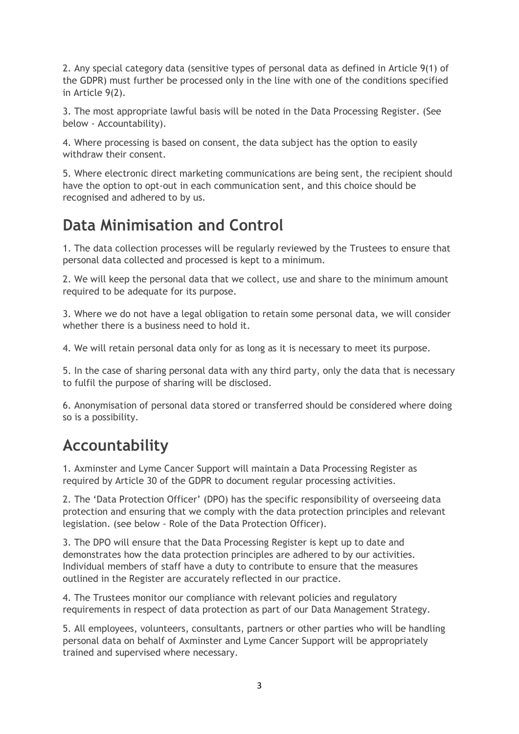2. Any special category data (sensitive types of personal data as defined in Article 9(1) of the GDPR) must further be processed only in the line with one of the conditions specified in Article 9(2).

3. The most appropriate lawful basis will be noted in the Data Processing Register. (See below - Accountability).

4. Where processing is based on consent, the data subject has the option to easily withdraw their consent.

5. Where electronic direct marketing communications are being sent, the recipient should have the option to opt-out in each communication sent, and this choice should be recognised and adhered to by us.

## Data Minimisation and Control

1. The data collection processes will be regularly reviewed by the Trustees to ensure that personal data collected and processed is kept to a minimum.

2. We will keep the personal data that we collect, use and share to the minimum amount required to be adequate for its purpose.

3. Where we do not have a legal obligation to retain some personal data, we will consider whether there is a business need to hold it.

4. We will retain personal data only for as long as it is necessary to meet its purpose.

5. In the case of sharing personal data with any third party, only the data that is necessary to fulfil the purpose of sharing will be disclosed.

6. Anonymisation of personal data stored or transferred should be considered where doing so is a possibility.

## Accountability

1. Axminster and Lyme Cancer Support will maintain a Data Processing Register as required by Article 30 of the GDPR to document regular processing activities.

2. The 'Data Protection Officer' (DPO) has the specific responsibility of overseeing data protection and ensuring that we comply with the data protection principles and relevant legislation. (see below - Role of the Data Protection Officer).

3. The DPO will ensure that the Data Processing Register is kept up to date and demonstrates how the data protection principles are adhered to by our activities. Individual members of staff have a duty to contribute to ensure that the measures outlined in the Register are accurately reflected in our practice.

4. The Trustees monitor our compliance with relevant policies and regulatory requirements in respect of data protection as part of our Data Management Strategy.

5. All employees, volunteers, consultants, partners or other parties who will be handling personal data on behalf of Axminster and Lyme Cancer Support will be appropriately trained and supervised where necessary.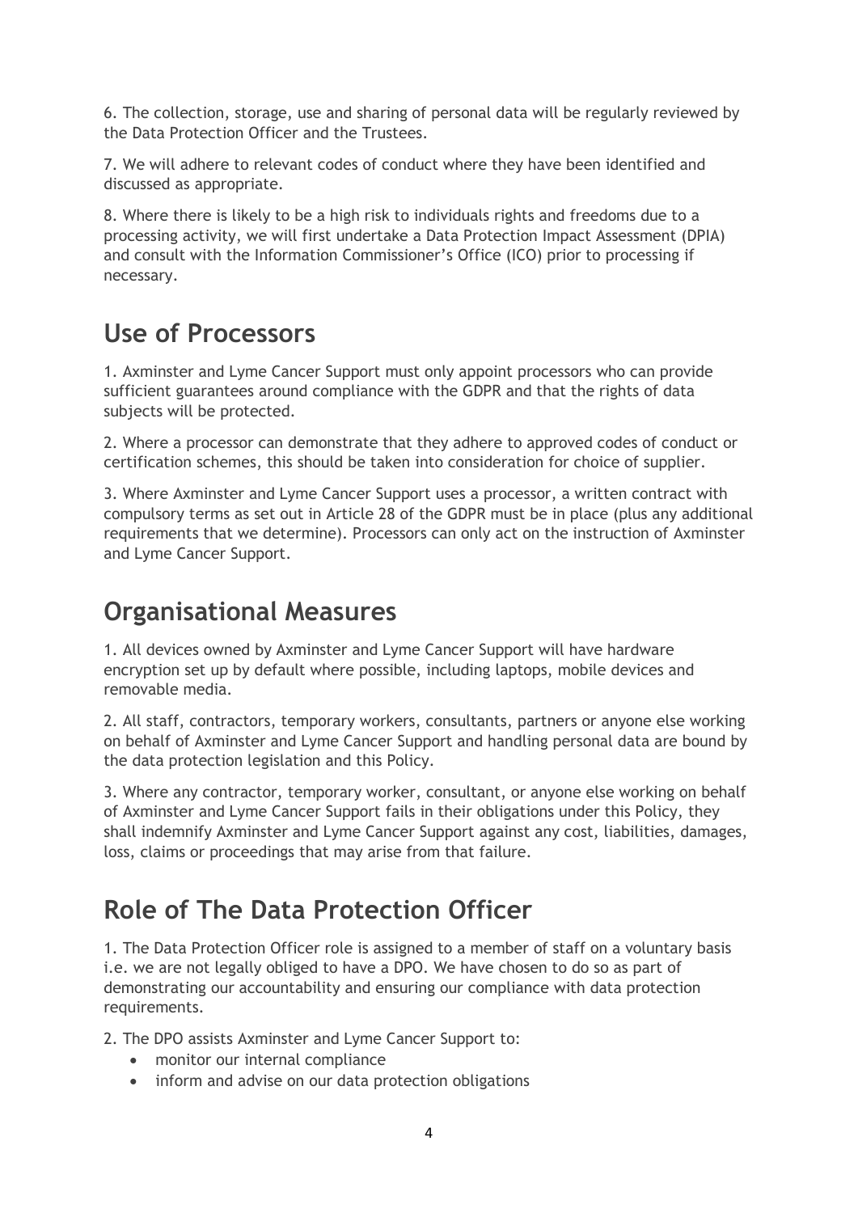6. The collection, storage, use and sharing of personal data will be regularly reviewed by the Data Protection Officer and the Trustees.

7. We will adhere to relevant codes of conduct where they have been identified and discussed as appropriate.

8. Where there is likely to be a high risk to individuals rights and freedoms due to a processing activity, we will first undertake a Data Protection Impact Assessment (DPIA) and consult with the Information Commissioner's Office (ICO) prior to processing if necessary.

## Use of Processors

1. Axminster and Lyme Cancer Support must only appoint processors who can provide sufficient guarantees around compliance with the GDPR and that the rights of data subjects will be protected.

2. Where a processor can demonstrate that they adhere to approved codes of conduct or certification schemes, this should be taken into consideration for choice of supplier.

3. Where Axminster and Lyme Cancer Support uses a processor, a written contract with compulsory terms as set out in Article 28 of the GDPR must be in place (plus any additional requirements that we determine). Processors can only act on the instruction of Axminster and Lyme Cancer Support.

## Organisational Measures

1. All devices owned by Axminster and Lyme Cancer Support will have hardware encryption set up by default where possible, including laptops, mobile devices and removable media.

2. All staff, contractors, temporary workers, consultants, partners or anyone else working on behalf of Axminster and Lyme Cancer Support and handling personal data are bound by the data protection legislation and this Policy.

3. Where any contractor, temporary worker, consultant, or anyone else working on behalf of Axminster and Lyme Cancer Support fails in their obligations under this Policy, they shall indemnify Axminster and Lyme Cancer Support against any cost, liabilities, damages, loss, claims or proceedings that may arise from that failure.

## Role of The Data Protection Officer

1. The Data Protection Officer role is assigned to a member of staff on a voluntary basis i.e. we are not legally obliged to have a DPO. We have chosen to do so as part of demonstrating our accountability and ensuring our compliance with data protection requirements.

2. The DPO assists Axminster and Lyme Cancer Support to:

- monitor our internal compliance
- inform and advise on our data protection obligations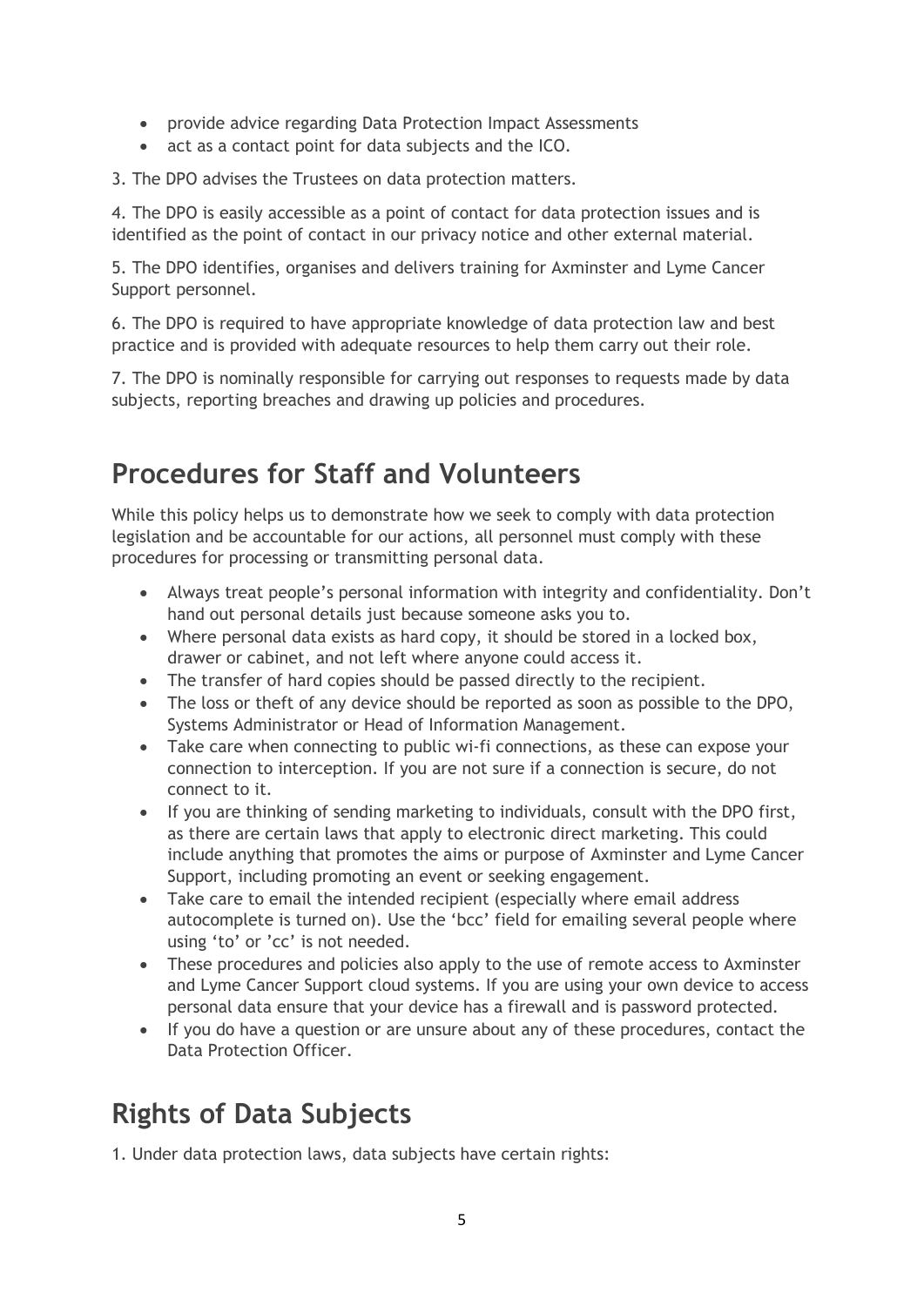- provide advice regarding Data Protection Impact Assessments
- act as a contact point for data subjects and the ICO.

3. The DPO advises the Trustees on data protection matters.

4. The DPO is easily accessible as a point of contact for data protection issues and is identified as the point of contact in our privacy notice and other external material.

5. The DPO identifies, organises and delivers training for Axminster and Lyme Cancer Support personnel.

6. The DPO is required to have appropriate knowledge of data protection law and best practice and is provided with adequate resources to help them carry out their role.

7. The DPO is nominally responsible for carrying out responses to requests made by data subjects, reporting breaches and drawing up policies and procedures.

## Procedures for Staff and Volunteers

While this policy helps us to demonstrate how we seek to comply with data protection legislation and be accountable for our actions, all personnel must comply with these procedures for processing or transmitting personal data.

- Always treat people's personal information with integrity and confidentiality. Don't hand out personal details just because someone asks you to.
- Where personal data exists as hard copy, it should be stored in a locked box, drawer or cabinet, and not left where anyone could access it.
- The transfer of hard copies should be passed directly to the recipient.
- The loss or theft of any device should be reported as soon as possible to the DPO, Systems Administrator or Head of Information Management.
- Take care when connecting to public wi-fi connections, as these can expose your connection to interception. If you are not sure if a connection is secure, do not connect to it.
- If you are thinking of sending marketing to individuals, consult with the DPO first, as there are certain laws that apply to electronic direct marketing. This could include anything that promotes the aims or purpose of Axminster and Lyme Cancer Support, including promoting an event or seeking engagement.
- Take care to email the intended recipient (especially where email address autocomplete is turned on). Use the 'bcc' field for emailing several people where using 'to' or 'cc' is not needed.
- These procedures and policies also apply to the use of remote access to Axminster and Lyme Cancer Support cloud systems. If you are using your own device to access personal data ensure that your device has a firewall and is password protected.
- If you do have a question or are unsure about any of these procedures, contact the Data Protection Officer.

## Rights of Data Subjects

1. Under data protection laws, data subjects have certain rights: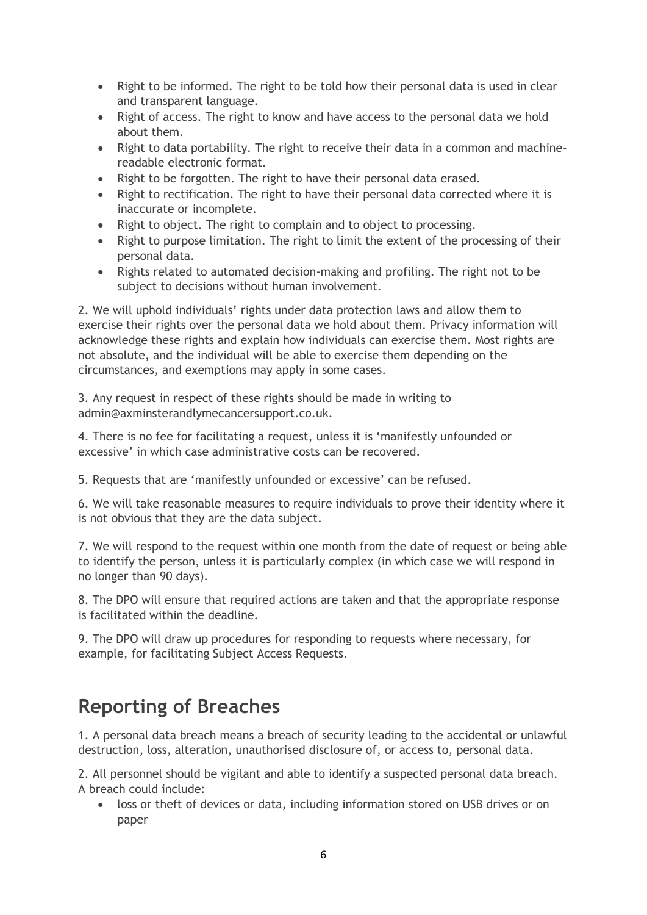- Right to be informed. The right to be told how their personal data is used in clear and transparent language.
- Right of access. The right to know and have access to the personal data we hold about them.
- Right to data portability. The right to receive their data in a common and machine-readable electronic format.
- Right to be forgotten. The right to have their personal data erased.
- Right to rectification. The right to have their personal data corrected where it is inaccurate or incomplete.
- Right to object. The right to complain and to object to processing.
- Right to purpose limitation. The right to limit the extent of the processing of their personal data.
- Rights related to automated decision-making and profiling. The right not to be subject to decisions without human involvement.

2. We will uphold individuals' rights under data protection laws and allow them to exercise their rights over the personal data we hold about them. Privacy information will acknowledge these rights and explain how individuals can exercise them. Most rights are not absolute, and the individual will be able to exercise them depending on the circumstances, and exemptions may apply in some cases.

3. Any request in respect of these rights should be made in writing to admin@axminsterandlymecancersupport.co.uk.

4. There is no fee for facilitating a request, unless it is 'manifestly unfounded or excessive' in which case administrative costs can be recovered.

5. Requests that are 'manifestly unfounded or excessive' can be refused.

6. We will take reasonable measures to require individuals to prove their identity where it is not obvious that they are the data subject.

7. We will respond to the request within one month from the date of request or being able to identify the person, unless it is particularly complex (in which case we will respond in no longer than 90 days).

8. The DPO will ensure that required actions are taken and that the appropriate response is facilitated within the deadline.

9. The DPO will draw up procedures for responding to requests where necessary, for example, for facilitating Subject Access Requests.

## Reporting of Breaches

1. A personal data breach means a breach of security leading to the accidental or unlawful destruction, loss, alteration, unauthorised disclosure of, or access to, personal data.

2. All personnel should be vigilant and able to identify a suspected personal data breach. A breach could include:

- loss or theft of devices or data, including information stored on USB drives or on paper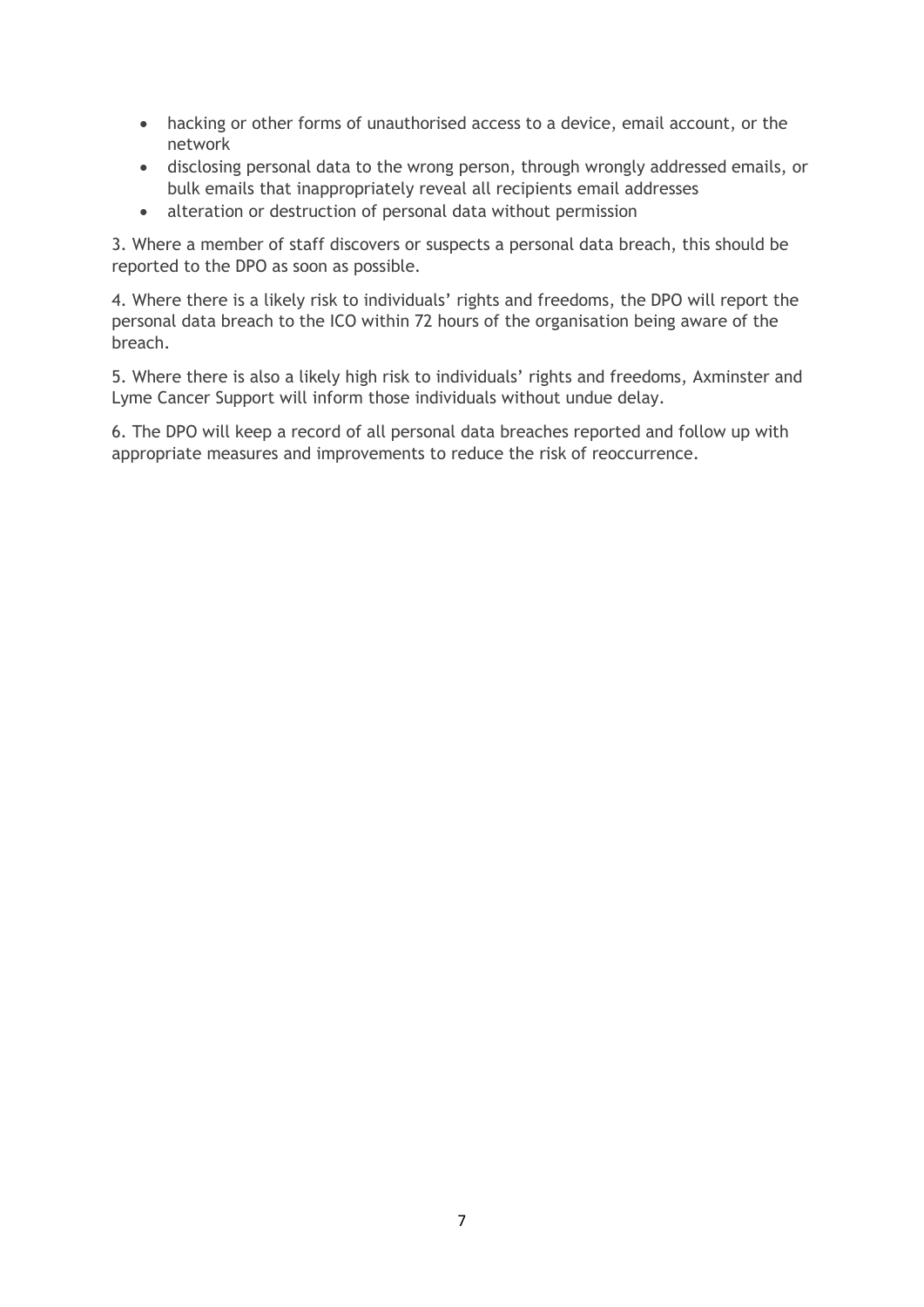- hacking or other forms of unauthorised access to a device, email account, or the network
- disclosing personal data to the wrong person, through wrongly addressed emails, or bulk emails that inappropriately reveal all recipients email addresses
- alteration or destruction of personal data without permission

3. Where a member of staff discovers or suspects a personal data breach, this should be reported to the DPO as soon as possible.

4. Where there is a likely risk to individuals' rights and freedoms, the DPO will report the personal data breach to the ICO within 72 hours of the organisation being aware of the breach.

5. Where there is also a likely high risk to individuals' rights and freedoms, Axminster and Lyme Cancer Support will inform those individuals without undue delay.

6. The DPO will keep a record of all personal data breaches reported and follow up with appropriate measures and improvements to reduce the risk of reoccurrence.